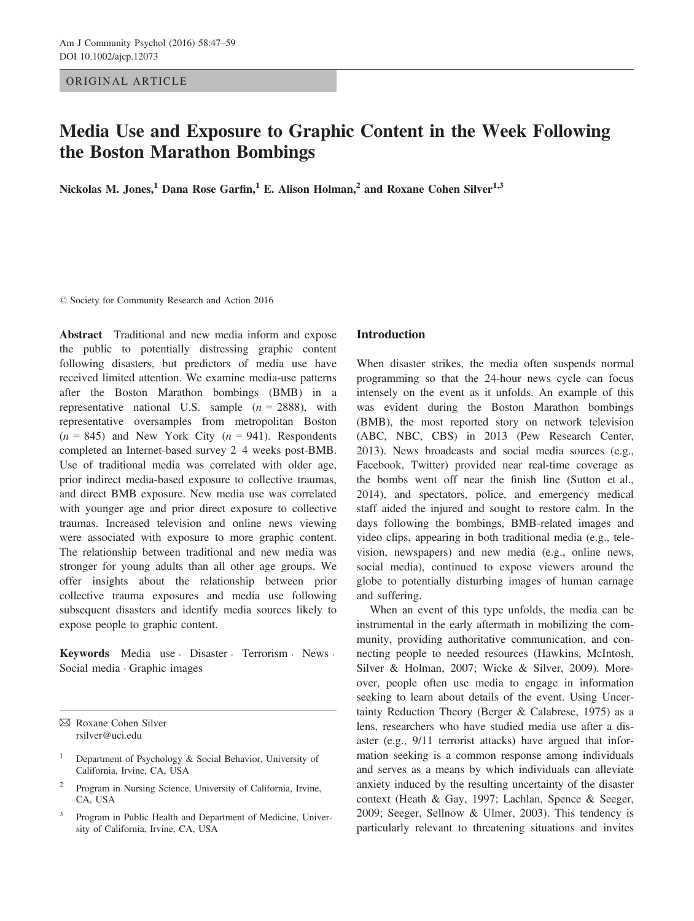ORIGINAL ARTICLE

# Media Use and Exposure to Graphic Content in the Week Following the Boston Marathon Bombings

**Nickolas M. Jones,[1] Dana Rose Garfin,[1] E. Alison Holman,[2] and Roxane Cohen Silver[1,3]**

© Society for Community Research and Action 2016

**Abstract** Traditional and new media inform and expose the public to potentially distressing graphic content following disasters, but predictors of media use have received limited attention. We examine media-use patterns after the Boston Marathon bombings (BMB) in a representative national U.S. sample ($n = 2888$), with representative oversamples from metropolitan Boston ($n = 845$) and New York City ($n = 941$). Respondents completed an Internet-based survey 2–4 weeks post-BMB. Use of traditional media was correlated with older age, prior indirect media-based exposure to collective traumas, and direct BMB exposure. New media use was correlated with younger age and prior direct exposure to collective traumas. Increased television and online news viewing were associated with exposure to more graphic content. The relationship between traditional and new media was stronger for young adults than all other age groups. We offer insights about the relationship between prior collective trauma exposures and media use following subsequent disasters and identify media sources likely to expose people to graphic content.

**Keywords** Media use · Disaster · Terrorism · News · Social media · Graphic images

✉ Roxane Cohen Silver
rsilver@uci.edu

[1] Department of Psychology & Social Behavior, University of California, Irvine, CA, USA

[2] Program in Nursing Science, University of California, Irvine, CA, USA

[3] Program in Public Health and Department of Medicine, University of California, Irvine, CA, USA

## Introduction

When disaster strikes, the media often suspends normal programming so that the 24-hour news cycle can focus intensely on the event as it unfolds. An example of this was evident during the Boston Marathon bombings (BMB), the most reported story on network television (ABC, NBC, CBS) in 2013 (Pew Research Center, 2013). News broadcasts and social media sources (e.g., Facebook, Twitter) provided near real-time coverage as the bombs went off near the finish line (Sutton et al., 2014), and spectators, police, and emergency medical staff aided the injured and sought to restore calm. In the days following the bombings, BMB-related images and video clips, appearing in both traditional media (e.g., television, newspapers) and new media (e.g., online news, social media), continued to expose viewers around the globe to potentially disturbing images of human carnage and suffering.

When an event of this type unfolds, the media can be instrumental in the early aftermath in mobilizing the community, providing authoritative communication, and connecting people to needed resources (Hawkins, McIntosh, Silver & Holman, 2007; Wicke & Silver, 2009). Moreover, people often use media to engage in information seeking to learn about details of the event. Using Uncertainty Reduction Theory (Berger & Calabrese, 1975) as a lens, researchers who have studied media use after a disaster (e.g., 9/11 terrorist attacks) have argued that information seeking is a common response among individuals and serves as a means by which individuals can alleviate anxiety induced by the resulting uncertainty of the disaster context (Heath & Gay, 1997; Lachlan, Spence & Seeger, 2009; Seeger, Sellnow & Ulmer, 2003). This tendency is particularly relevant to threatening situations and invites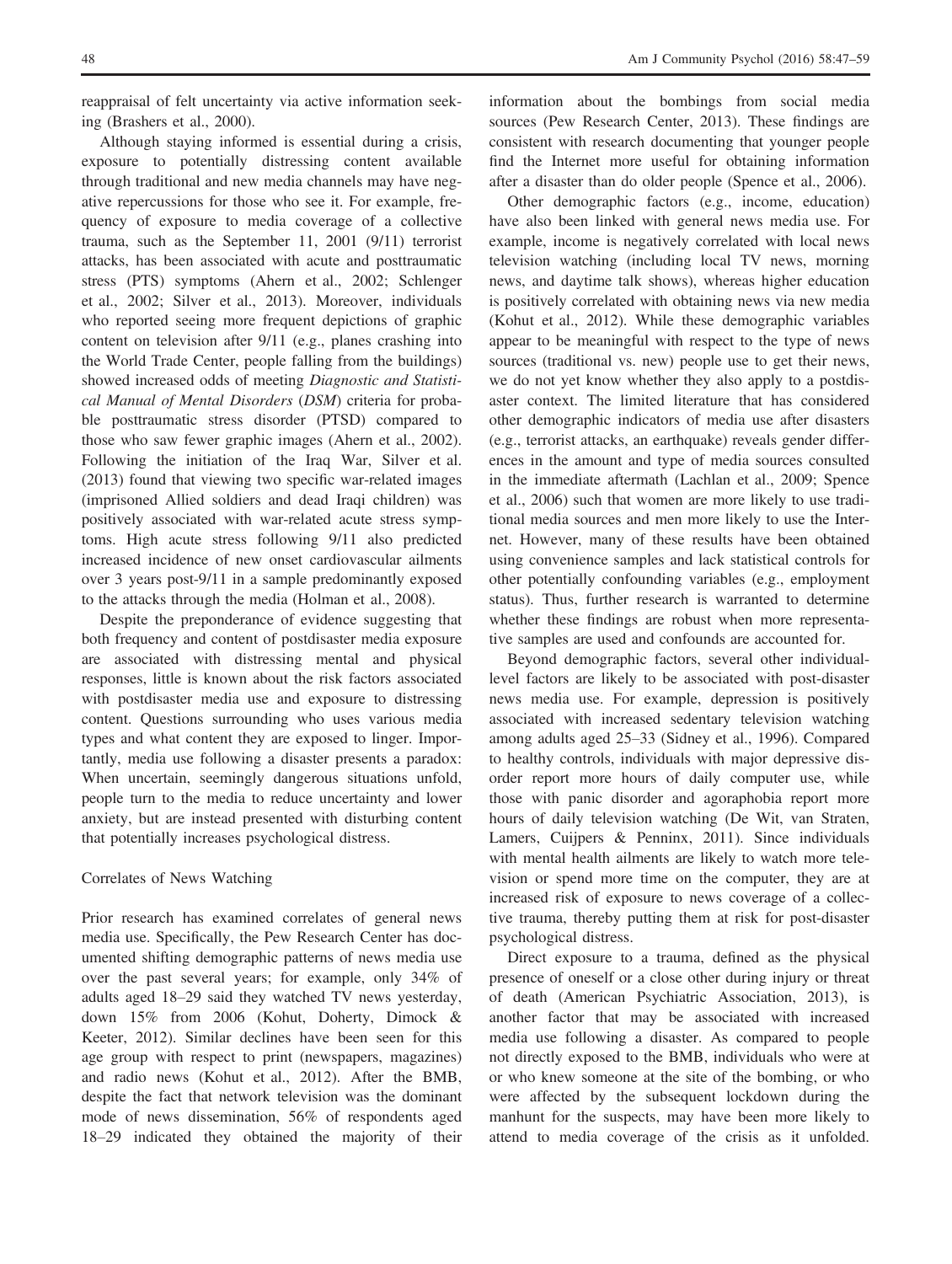reappraisal of felt uncertainty via active information seeking (Brashers et al., 2000).

Although staying informed is essential during a crisis, exposure to potentially distressing content available through traditional and new media channels may have negative repercussions for those who see it. For example, frequency of exposure to media coverage of a collective trauma, such as the September 11, 2001 (9/11) terrorist attacks, has been associated with acute and posttraumatic stress (PTS) symptoms (Ahern et al., 2002; Schlenger et al., 2002; Silver et al., 2013). Moreover, individuals who reported seeing more frequent depictions of graphic content on television after 9/11 (e.g., planes crashing into the World Trade Center, people falling from the buildings) showed increased odds of meeting *Diagnostic and Statistical Manual of Mental Disorders* (*DSM*) criteria for probable posttraumatic stress disorder (PTSD) compared to those who saw fewer graphic images (Ahern et al., 2002). Following the initiation of the Iraq War, Silver et al. (2013) found that viewing two specific war-related images (imprisoned Allied soldiers and dead Iraqi children) was positively associated with war-related acute stress symptoms. High acute stress following 9/11 also predicted increased incidence of new onset cardiovascular ailments over 3 years post-9/11 in a sample predominantly exposed to the attacks through the media (Holman et al., 2008).

Despite the preponderance of evidence suggesting that both frequency and content of postdisaster media exposure are associated with distressing mental and physical responses, little is known about the risk factors associated with postdisaster media use and exposure to distressing content. Questions surrounding who uses various media types and what content they are exposed to linger. Importantly, media use following a disaster presents a paradox: When uncertain, seemingly dangerous situations unfold, people turn to the media to reduce uncertainty and lower anxiety, but are instead presented with disturbing content that potentially increases psychological distress.

## Correlates of News Watching

Prior research has examined correlates of general news media use. Specifically, the Pew Research Center has documented shifting demographic patterns of news media use over the past several years; for example, only 34% of adults aged 18–29 said they watched TV news yesterday, down 15% from 2006 (Kohut, Doherty, Dimock & Keeter, 2012). Similar declines have been seen for this age group with respect to print (newspapers, magazines) and radio news (Kohut et al., 2012). After the BMB, despite the fact that network television was the dominant mode of news dissemination, 56% of respondents aged 18–29 indicated they obtained the majority of their information about the bombings from social media sources (Pew Research Center, 2013). These findings are consistent with research documenting that younger people find the Internet more useful for obtaining information after a disaster than do older people (Spence et al., 2006).

Other demographic factors (e.g., income, education) have also been linked with general news media use. For example, income is negatively correlated with local news television watching (including local TV news, morning news, and daytime talk shows), whereas higher education is positively correlated with obtaining news via new media (Kohut et al., 2012). While these demographic variables appear to be meaningful with respect to the type of news sources (traditional vs. new) people use to get their news, we do not yet know whether they also apply to a postdisaster context. The limited literature that has considered other demographic indicators of media use after disasters (e.g., terrorist attacks, an earthquake) reveals gender differences in the amount and type of media sources consulted in the immediate aftermath (Lachlan et al., 2009; Spence et al., 2006) such that women are more likely to use traditional media sources and men more likely to use the Internet. However, many of these results have been obtained using convenience samples and lack statistical controls for other potentially confounding variables (e.g., employment status). Thus, further research is warranted to determine whether these findings are robust when more representative samples are used and confounds are accounted for.

Beyond demographic factors, several other individual-level factors are likely to be associated with post-disaster news media use. For example, depression is positively associated with increased sedentary television watching among adults aged 25–33 (Sidney et al., 1996). Compared to healthy controls, individuals with major depressive disorder report more hours of daily computer use, while those with panic disorder and agoraphobia report more hours of daily television watching (De Wit, van Straten, Lamers, Cuijpers & Penninx, 2011). Since individuals with mental health ailments are likely to watch more television or spend more time on the computer, they are at increased risk of exposure to news coverage of a collective trauma, thereby putting them at risk for post-disaster psychological distress.

Direct exposure to a trauma, defined as the physical presence of oneself or a close other during injury or threat of death (American Psychiatric Association, 2013), is another factor that may be associated with increased media use following a disaster. As compared to people not directly exposed to the BMB, individuals who were at or who knew someone at the site of the bombing, or who were affected by the subsequent lockdown during the manhunt for the suspects, may have been more likely to attend to media coverage of the crisis as it unfolded.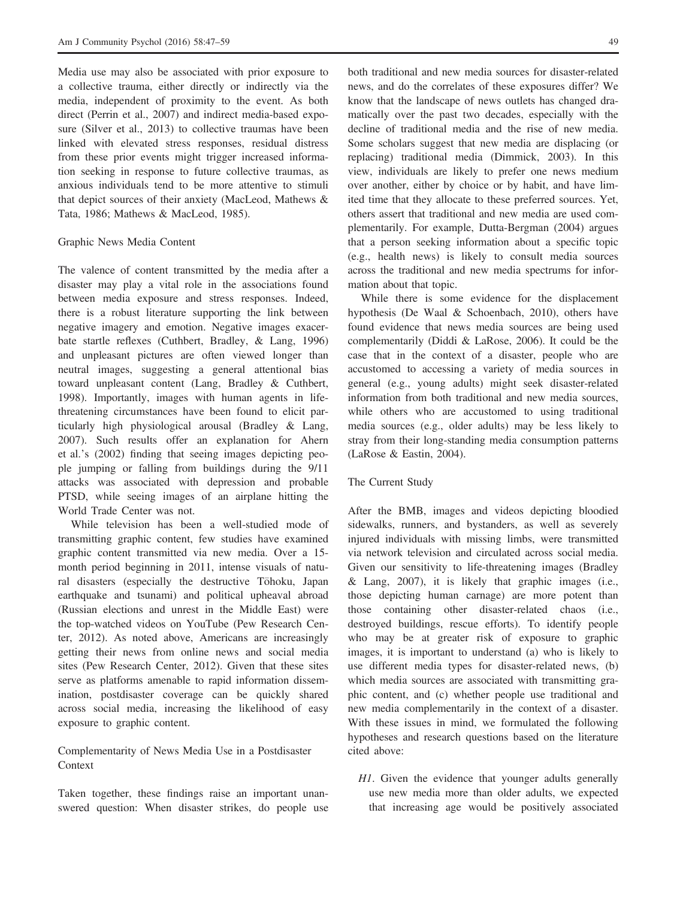Media use may also be associated with prior exposure to a collective trauma, either directly or indirectly via the media, independent of proximity to the event. As both direct (Perrin et al., 2007) and indirect media-based exposure (Silver et al., 2013) to collective traumas have been linked with elevated stress responses, residual distress from these prior events might trigger increased information seeking in response to future collective traumas, as anxious individuals tend to be more attentive to stimuli that depict sources of their anxiety (MacLeod, Mathews & Tata, 1986; Mathews & MacLeod, 1985).

### Graphic News Media Content

The valence of content transmitted by the media after a disaster may play a vital role in the associations found between media exposure and stress responses. Indeed, there is a robust literature supporting the link between negative imagery and emotion. Negative images exacerbate startle reflexes (Cuthbert, Bradley, & Lang, 1996) and unpleasant pictures are often viewed longer than neutral images, suggesting a general attentional bias toward unpleasant content (Lang, Bradley & Cuthbert, 1998). Importantly, images with human agents in life-threatening circumstances have been found to elicit particularly high physiological arousal (Bradley & Lang, 2007). Such results offer an explanation for Ahern et al.'s (2002) finding that seeing images depicting people jumping or falling from buildings during the 9/11 attacks was associated with depression and probable PTSD, while seeing images of an airplane hitting the World Trade Center was not.

While television has been a well-studied mode of transmitting graphic content, few studies have examined graphic content transmitted via new media. Over a 15-month period beginning in 2011, intense visuals of natural disasters (especially the destructive Tōhoku, Japan earthquake and tsunami) and political upheaval abroad (Russian elections and unrest in the Middle East) were the top-watched videos on YouTube (Pew Research Center, 2012). As noted above, Americans are increasingly getting their news from online news and social media sites (Pew Research Center, 2012). Given that these sites serve as platforms amenable to rapid information dissemination, postdisaster coverage can be quickly shared across social media, increasing the likelihood of easy exposure to graphic content.

### Complementarity of News Media Use in a Postdisaster Context

Taken together, these findings raise an important unanswered question: When disaster strikes, do people use both traditional and new media sources for disaster-related news, and do the correlates of these exposures differ? We know that the landscape of news outlets has changed dramatically over the past two decades, especially with the decline of traditional media and the rise of new media. Some scholars suggest that new media are displacing (or replacing) traditional media (Dimmick, 2003). In this view, individuals are likely to prefer one news medium over another, either by choice or by habit, and have limited time that they allocate to these preferred sources. Yet, others assert that traditional and new media are used complementarily. For example, Dutta-Bergman (2004) argues that a person seeking information about a specific topic (e.g., health news) is likely to consult media sources across the traditional and new media spectrums for information about that topic.

While there is some evidence for the displacement hypothesis (De Waal & Schoenbach, 2010), others have found evidence that news media sources are being used complementarily (Diddi & LaRose, 2006). It could be the case that in the context of a disaster, people who are accustomed to accessing a variety of media sources in general (e.g., young adults) might seek disaster-related information from both traditional and new media sources, while others who are accustomed to using traditional media sources (e.g., older adults) may be less likely to stray from their long-standing media consumption patterns (LaRose & Eastin, 2004).

### The Current Study

After the BMB, images and videos depicting bloodied sidewalks, runners, and bystanders, as well as severely injured individuals with missing limbs, were transmitted via network television and circulated across social media. Given our sensitivity to life-threatening images (Bradley & Lang, 2007), it is likely that graphic images (i.e., those depicting human carnage) are more potent than those containing other disaster-related chaos (i.e., destroyed buildings, rescue efforts). To identify people who may be at greater risk of exposure to graphic images, it is important to understand (a) who is likely to use different media types for disaster-related news, (b) which media sources are associated with transmitting graphic content, and (c) whether people use traditional and new media complementarily in the context of a disaster. With these issues in mind, we formulated the following hypotheses and research questions based on the literature cited above:

- *H1*. Given the evidence that younger adults generally use new media more than older adults, we expected that increasing age would be positively associated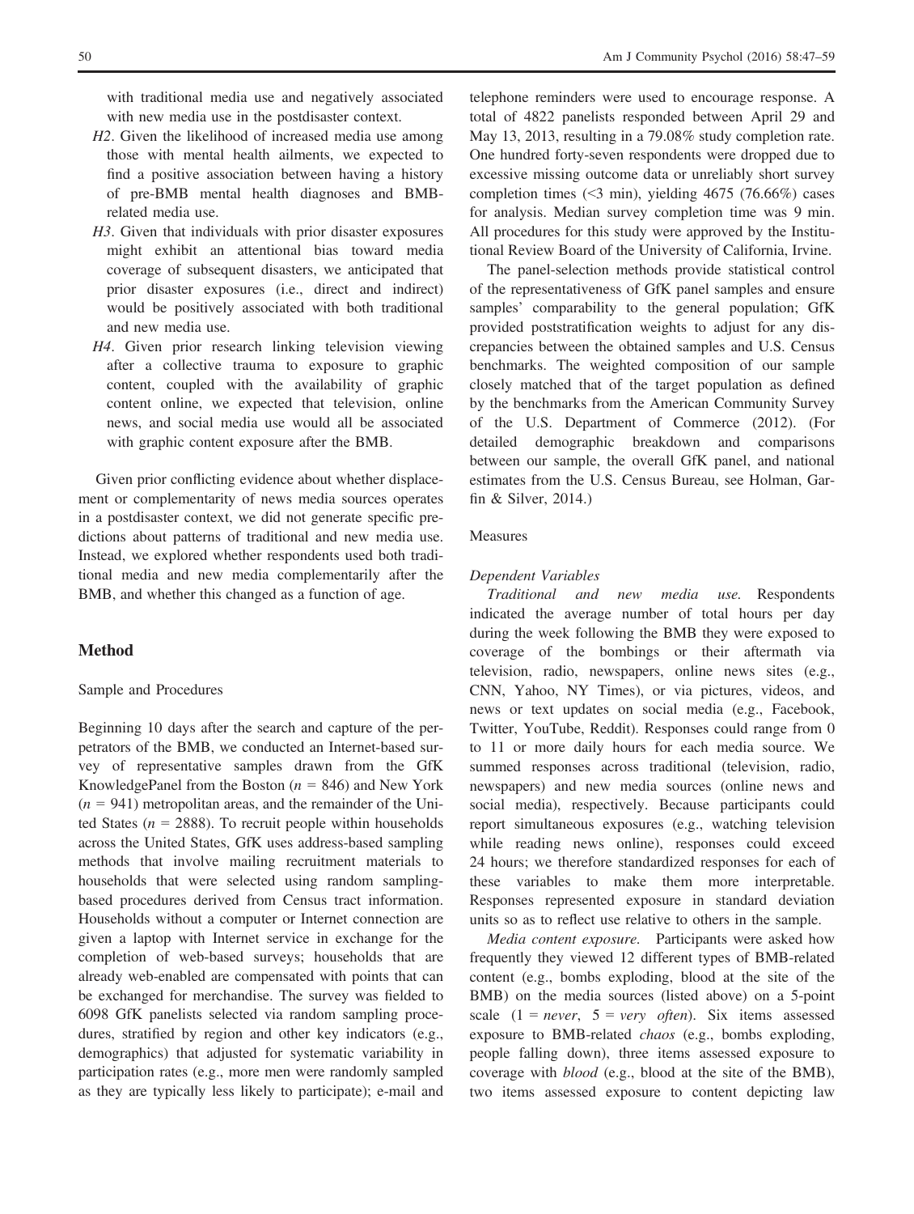with traditional media use and negatively associated with new media use in the postdisaster context.

*H2*. Given the likelihood of increased media use among those with mental health ailments, we expected to find a positive association between having a history of pre-BMB mental health diagnoses and BMB-related media use.

*H3*. Given that individuals with prior disaster exposures might exhibit an attentional bias toward media coverage of subsequent disasters, we anticipated that prior disaster exposures (i.e., direct and indirect) would be positively associated with both traditional and new media use.

*H4*. Given prior research linking television viewing after a collective trauma to exposure to graphic content, coupled with the availability of graphic content online, we expected that television, online news, and social media use would all be associated with graphic content exposure after the BMB.

Given prior conflicting evidence about whether displacement or complementarity of news media sources operates in a postdisaster context, we did not generate specific predictions about patterns of traditional and new media use. Instead, we explored whether respondents used both traditional media and new media complementarily after the BMB, and whether this changed as a function of age.

## Method

### Sample and Procedures

Beginning 10 days after the search and capture of the perpetrators of the BMB, we conducted an Internet-based survey of representative samples drawn from the GfK KnowledgePanel from the Boston ($n = 846$) and New York ($n = 941$) metropolitan areas, and the remainder of the United States ($n = 2888$). To recruit people within households across the United States, GfK uses address-based sampling methods that involve mailing recruitment materials to households that were selected using random sampling-based procedures derived from Census tract information. Households without a computer or Internet connection are given a laptop with Internet service in exchange for the completion of web-based surveys; households that are already web-enabled are compensated with points that can be exchanged for merchandise. The survey was fielded to 6098 GfK panelists selected via random sampling procedures, stratified by region and other key indicators (e.g., demographics) that adjusted for systematic variability in participation rates (e.g., more men were randomly sampled as they are typically less likely to participate); e-mail and telephone reminders were used to encourage response. A total of 4822 panelists responded between April 29 and May 13, 2013, resulting in a 79.08% study completion rate. One hundred forty-seven respondents were dropped due to excessive missing outcome data or unreliably short survey completion times (<3 min), yielding 4675 (76.66%) cases for analysis. Median survey completion time was 9 min. All procedures for this study were approved by the Institutional Review Board of the University of California, Irvine.

The panel-selection methods provide statistical control of the representativeness of GfK panel samples and ensure samples' comparability to the general population; GfK provided poststratification weights to adjust for any discrepancies between the obtained samples and U.S. Census benchmarks. The weighted composition of our sample closely matched that of the target population as defined by the benchmarks from the American Community Survey of the U.S. Department of Commerce (2012). (For detailed demographic breakdown and comparisons between our sample, the overall GfK panel, and national estimates from the U.S. Census Bureau, see Holman, Garfin & Silver, 2014.)

### Measures

#### Dependent Variables

*Traditional and new media use.* Respondents indicated the average number of total hours per day during the week following the BMB they were exposed to coverage of the bombings or their aftermath via television, radio, newspapers, online news sites (e.g., CNN, Yahoo, NY Times), or via pictures, videos, and news or text updates on social media (e.g., Facebook, Twitter, YouTube, Reddit). Responses could range from 0 to 11 or more daily hours for each media source. We summed responses across traditional (television, radio, newspapers) and new media sources (online news and social media), respectively. Because participants could report simultaneous exposures (e.g., watching television while reading news online), responses could exceed 24 hours; we therefore standardized responses for each of these variables to make them more interpretable. Responses represented exposure in standard deviation units so as to reflect use relative to others in the sample.

*Media content exposure.* Participants were asked how frequently they viewed 12 different types of BMB-related content (e.g., bombs exploding, blood at the site of the BMB) on the media sources (listed above) on a 5-point scale (1 = *never*, 5 = *very often*). Six items assessed exposure to BMB-related *chaos* (e.g., bombs exploding, people falling down), three items assessed exposure to coverage with *blood* (e.g., blood at the site of the BMB), two items assessed exposure to content depicting law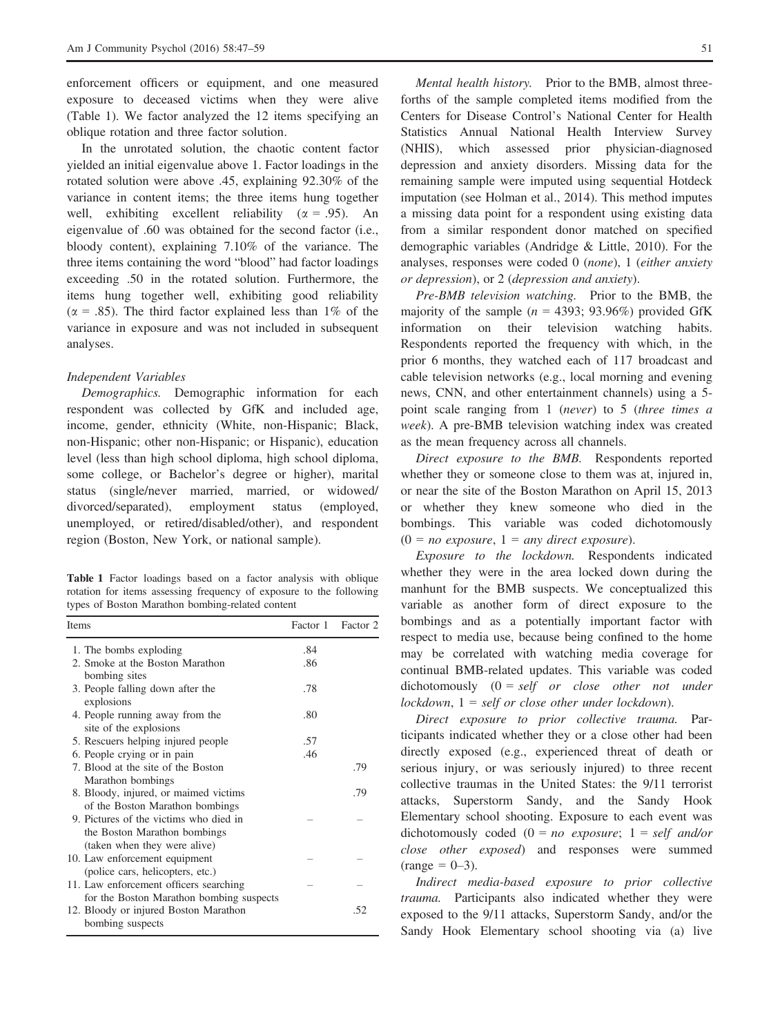enforcement officers or equipment, and one measured exposure to deceased victims when they were alive (Table 1). We factor analyzed the 12 items specifying an oblique rotation and three factor solution.

In the unrotated solution, the chaotic content factor yielded an initial eigenvalue above 1. Factor loadings in the rotated solution were above .45, explaining 92.30% of the variance in content items; the three items hung together well, exhibiting excellent reliability ($\alpha = .95$). An eigenvalue of .60 was obtained for the second factor (i.e., bloody content), explaining 7.10% of the variance. The three items containing the word "blood" had factor loadings exceeding .50 in the rotated solution. Furthermore, the items hung together well, exhibiting good reliability ($\alpha = .85$). The third factor explained less than 1% of the variance in exposure and was not included in subsequent analyses.

*Independent Variables*

*Demographics.* Demographic information for each respondent was collected by GfK and included age, income, gender, ethnicity (White, non-Hispanic; Black, non-Hispanic; other non-Hispanic; or Hispanic), education level (less than high school diploma, high school diploma, some college, or Bachelor's degree or higher), marital status (single/never married, married, or widowed/divorced/separated), employment status (employed, unemployed, or retired/disabled/other), and respondent region (Boston, New York, or national sample).

**Table 1** Factor loadings based on a factor analysis with oblique rotation for items assessing frequency of exposure to the following types of Boston Marathon bombing-related content

| Items | Factor 1 | Factor 2 |
|---|---|---|
| 1. The bombs exploding | .84 | |
| 2. Smoke at the Boston Marathon bombing sites | .86 | |
| 3. People falling down after the explosions | .78 | |
| 4. People running away from the site of the explosions | .80 | |
| 5. Rescuers helping injured people | .57 | |
| 6. People crying or in pain | .46 | |
| 7. Blood at the site of the Boston Marathon bombings | | .79 |
| 8. Bloody, injured, or maimed victims of the Boston Marathon bombings | | .79 |
| 9. Pictures of the victims who died in the Boston Marathon bombings (taken when they were alive) | – | – |
| 10. Law enforcement equipment (police cars, helicopters, etc.) | – | – |
| 11. Law enforcement officers searching for the Boston Marathon bombing suspects | – | – |
| 12. Bloody or injured Boston Marathon bombing suspects | | .52 |

*Mental health history.* Prior to the BMB, almost three-forths of the sample completed items modified from the Centers for Disease Control's National Center for Health Statistics Annual National Health Interview Survey (NHIS), which assessed prior physician-diagnosed depression and anxiety disorders. Missing data for the remaining sample were imputed using sequential Hotdeck imputation (see Holman et al., 2014). This method imputes a missing data point for a respondent using existing data from a similar respondent donor matched on specified demographic variables (Andridge & Little, 2010). For the analyses, responses were coded 0 (*none*), 1 (*either anxiety or depression*), or 2 (*depression and anxiety*).

*Pre-BMB television watching.* Prior to the BMB, the majority of the sample ($n = 4393$; 93.96%) provided GfK information on their television watching habits. Respondents reported the frequency with which, in the prior 6 months, they watched each of 117 broadcast and cable television networks (e.g., local morning and evening news, CNN, and other entertainment channels) using a 5-point scale ranging from 1 (*never*) to 5 (*three times a week*). A pre-BMB television watching index was created as the mean frequency across all channels.

*Direct exposure to the BMB.* Respondents reported whether they or someone close to them was at, injured in, or near the site of the Boston Marathon on April 15, 2013 or whether they knew someone who died in the bombings. This variable was coded dichotomously (0 = *no exposure*, 1 = *any direct exposure*).

*Exposure to the lockdown.* Respondents indicated whether they were in the area locked down during the manhunt for the BMB suspects. We conceptualized this variable as another form of direct exposure to the bombings and as a potentially important factor with respect to media use, because being confined to the home may be correlated with watching media coverage for continual BMB-related updates. This variable was coded dichotomously (0 = *self or close other not under lockdown*, 1 = *self or close other under lockdown*).

*Direct exposure to prior collective trauma.* Participants indicated whether they or a close other had been directly exposed (e.g., experienced threat of death or serious injury, or was seriously injured) to three recent collective traumas in the United States: the 9/11 terrorist attacks, Superstorm Sandy, and the Sandy Hook Elementary school shooting. Exposure to each event was dichotomously coded (0 = *no exposure*; 1 = *self and/or close other exposed*) and responses were summed (range = 0–3).

*Indirect media-based exposure to prior collective trauma.* Participants also indicated whether they were exposed to the 9/11 attacks, Superstorm Sandy, and/or the Sandy Hook Elementary school shooting via (a) live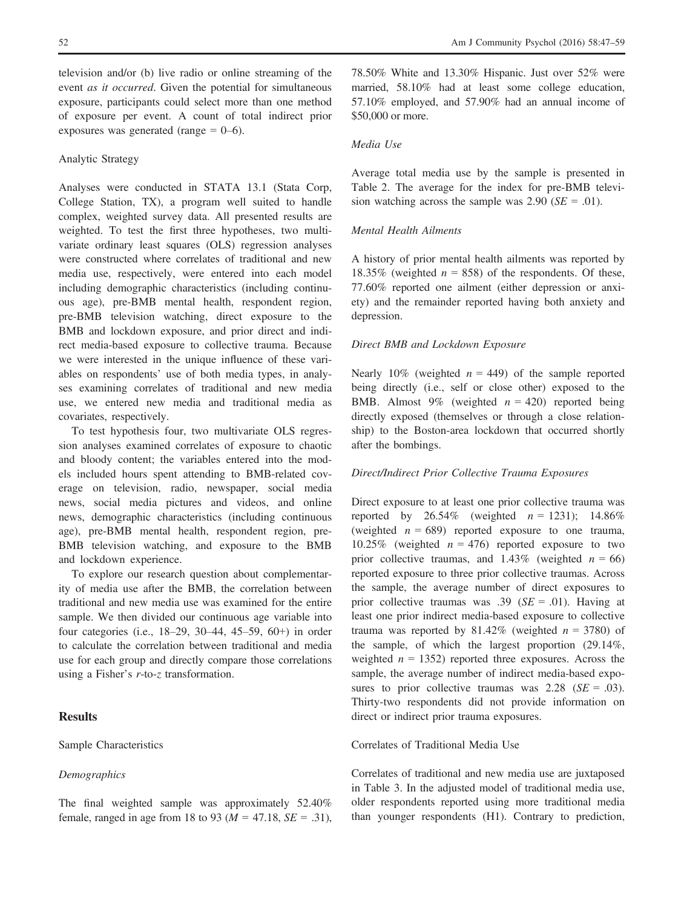television and/or (b) live radio or online streaming of the event *as it occurred*. Given the potential for simultaneous exposure, participants could select more than one method of exposure per event. A count of total indirect prior exposures was generated (range = 0–6).

### Analytic Strategy

Analyses were conducted in STATA 13.1 (Stata Corp, College Station, TX), a program well suited to handle complex, weighted survey data. All presented results are weighted. To test the first three hypotheses, two multivariate ordinary least squares (OLS) regression analyses were constructed where correlates of traditional and new media use, respectively, were entered into each model including demographic characteristics (including continuous age), pre-BMB mental health, respondent region, pre-BMB television watching, direct exposure to the BMB and lockdown exposure, and prior direct and indirect media-based exposure to collective trauma. Because we were interested in the unique influence of these variables on respondents' use of both media types, in analyses examining correlates of traditional and new media use, we entered new media and traditional media as covariates, respectively.

To test hypothesis four, two multivariate OLS regression analyses examined correlates of exposure to chaotic and bloody content; the variables entered into the models included hours spent attending to BMB-related coverage on television, radio, newspaper, social media news, social media pictures and videos, and online news, demographic characteristics (including continuous age), pre-BMB mental health, respondent region, pre-BMB television watching, and exposure to the BMB and lockdown experience.

To explore our research question about complementarity of media use after the BMB, the correlation between traditional and new media use was examined for the entire sample. We then divided our continuous age variable into four categories (i.e., 18–29, 30–44, 45–59, 60+) in order to calculate the correlation between traditional and media use for each group and directly compare those correlations using a Fisher's $r$-to-$z$ transformation.

## Results

### Sample Characteristics

#### *Demographics*

The final weighted sample was approximately 52.40% female, ranged in age from 18 to 93 ($M = 47.18$, $SE = .31$), 78.50% White and 13.30% Hispanic. Just over 52% were married, 58.10% had at least some college education, 57.10% employed, and 57.90% had an annual income of \$50,000 or more.

#### *Media Use*

Average total media use by the sample is presented in Table 2. The average for the index for pre-BMB television watching across the sample was 2.90 ($SE = .01$).

#### *Mental Health Ailments*

A history of prior mental health ailments was reported by 18.35% (weighted $n = 858$) of the respondents. Of these, 77.60% reported one ailment (either depression or anxiety) and the remainder reported having both anxiety and depression.

#### *Direct BMB and Lockdown Exposure*

Nearly 10% (weighted $n = 449$) of the sample reported being directly (i.e., self or close other) exposed to the BMB. Almost 9% (weighted $n = 420$) reported being directly exposed (themselves or through a close relationship) to the Boston-area lockdown that occurred shortly after the bombings.

#### *Direct/Indirect Prior Collective Trauma Exposures*

Direct exposure to at least one prior collective trauma was reported by 26.54% (weighted $n = 1231$); 14.86% (weighted $n = 689$) reported exposure to one trauma, 10.25% (weighted $n = 476$) reported exposure to two prior collective traumas, and 1.43% (weighted $n = 66$) reported exposure to three prior collective traumas. Across the sample, the average number of direct exposures to prior collective traumas was .39 ($SE = .01$). Having at least one prior indirect media-based exposure to collective trauma was reported by 81.42% (weighted $n = 3780$) of the sample, of which the largest proportion (29.14%, weighted $n = 1352$) reported three exposures. Across the sample, the average number of indirect media-based exposures to prior collective traumas was 2.28 ($SE = .03$). Thirty-two respondents did not provide information on direct or indirect prior trauma exposures.

### Correlates of Traditional Media Use

Correlates of traditional and new media use are juxtaposed in Table 3. In the adjusted model of traditional media use, older respondents reported using more traditional media than younger respondents (H1). Contrary to prediction,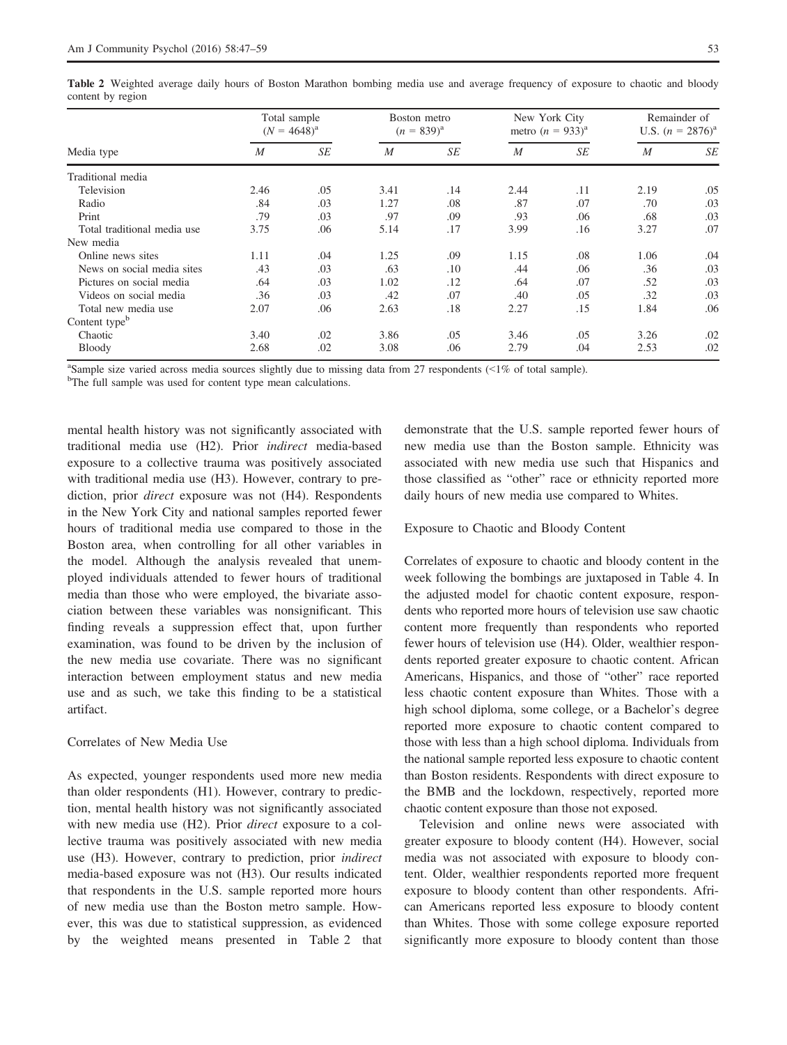**Table 2** Weighted average daily hours of Boston Marathon bombing media use and average frequency of exposure to chaotic and bloody content by region

| Media type | Total sample ($N$ = 4648)[a] | | Boston metro ($n$ = 839)[a] | | New York City metro ($n$ = 933)[a] | | Remainder of U.S. ($n$ = 2876)[a] | |
|---|---|---|---|---|---|---|---|---|
| | *M* | *SE* | *M* | *SE* | *M* | *SE* | *M* | *SE* |
| Traditional media | | | | | | | | |
| Television | 2.46 | .05 | 3.41 | .14 | 2.44 | .11 | 2.19 | .05 |
| Radio | .84 | .03 | 1.27 | .08 | .87 | .07 | .70 | .03 |
| Print | .79 | .03 | .97 | .09 | .93 | .06 | .68 | .03 |
| Total traditional media use | 3.75 | .06 | 5.14 | .17 | 3.99 | .16 | 3.27 | .07 |
| New media | | | | | | | | |
| Online news sites | 1.11 | .04 | 1.25 | .09 | 1.15 | .08 | 1.06 | .04 |
| News on social media sites | .43 | .03 | .63 | .10 | .44 | .06 | .36 | .03 |
| Pictures on social media | .64 | .03 | 1.02 | .12 | .64 | .07 | .52 | .03 |
| Videos on social media | .36 | .03 | .42 | .07 | .40 | .05 | .32 | .03 |
| Total new media use | 2.07 | .06 | 2.63 | .18 | 2.27 | .15 | 1.84 | .06 |
| Content type[b] | | | | | | | | |
| Chaotic | 3.40 | .02 | 3.86 | .05 | 3.46 | .05 | 3.26 | .02 |
| Bloody | 2.68 | .02 | 3.08 | .06 | 2.79 | .04 | 2.53 | .02 |

[a]Sample size varied across media sources slightly due to missing data from 27 respondents (<1% of total sample).

[b]The full sample was used for content type mean calculations.

mental health history was not significantly associated with traditional media use (H2). Prior *indirect* media-based exposure to a collective trauma was positively associated with traditional media use (H3). However, contrary to prediction, prior *direct* exposure was not (H4). Respondents in the New York City and national samples reported fewer hours of traditional media use compared to those in the Boston area, when controlling for all other variables in the model. Although the analysis revealed that unemployed individuals attended to fewer hours of traditional media than those who were employed, the bivariate association between these variables was nonsignificant. This finding reveals a suppression effect that, upon further examination, was found to be driven by the inclusion of the new media use covariate. There was no significant interaction between employment status and new media use and as such, we take this finding to be a statistical artifact.

### Correlates of New Media Use

As expected, younger respondents used more new media than older respondents (H1). However, contrary to prediction, mental health history was not significantly associated with new media use (H2). Prior *direct* exposure to a collective trauma was positively associated with new media use (H3). However, contrary to prediction, prior *indirect* media-based exposure was not (H3). Our results indicated that respondents in the U.S. sample reported more hours of new media use than the Boston metro sample. However, this was due to statistical suppression, as evidenced by the weighted means presented in Table 2 that demonstrate that the U.S. sample reported fewer hours of new media use than the Boston sample. Ethnicity was associated with new media use such that Hispanics and those classified as "other" race or ethnicity reported more daily hours of new media use compared to Whites.

### Exposure to Chaotic and Bloody Content

Correlates of exposure to chaotic and bloody content in the week following the bombings are juxtaposed in Table 4. In the adjusted model for chaotic content exposure, respondents who reported more hours of television use saw chaotic content more frequently than respondents who reported fewer hours of television use (H4). Older, wealthier respondents reported greater exposure to chaotic content. African Americans, Hispanics, and those of "other" race reported less chaotic content exposure than Whites. Those with a high school diploma, some college, or a Bachelor's degree reported more exposure to chaotic content compared to those with less than a high school diploma. Individuals from the national sample reported less exposure to chaotic content than Boston residents. Respondents with direct exposure to the BMB and the lockdown, respectively, reported more chaotic content exposure than those not exposed.

Television and online news were associated with greater exposure to bloody content (H4). However, social media was not associated with exposure to bloody content. Older, wealthier respondents reported more frequent exposure to bloody content than other respondents. African Americans reported less exposure to bloody content than Whites. Those with some college exposure reported significantly more exposure to bloody content than those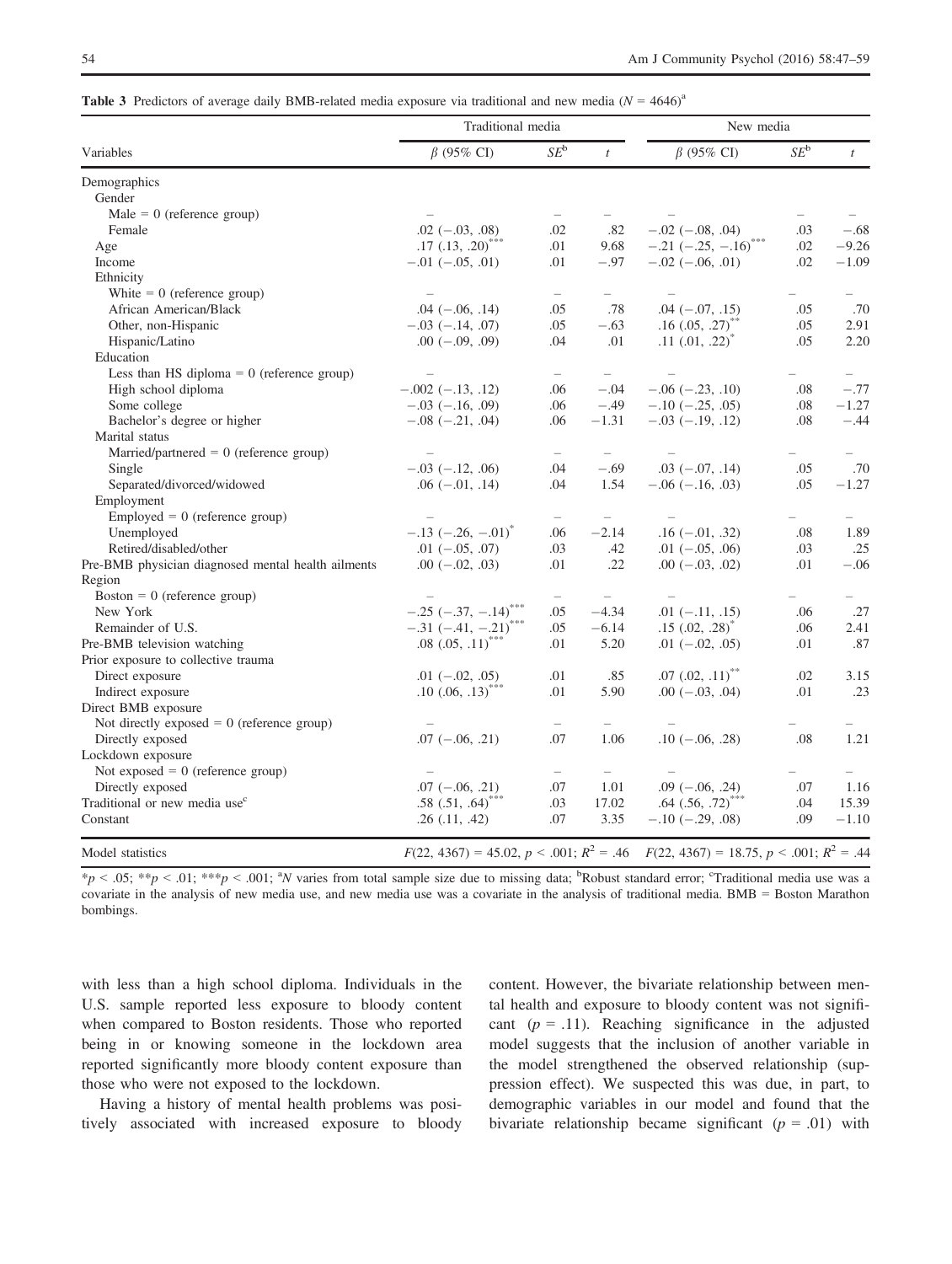**Table 3** Predictors of average daily BMB-related media exposure via traditional and new media ($N = 4646$)[a]

| Variables | Traditional media | | | New media | | |
|---|---|---|---|---|---|---|
| | $\beta$ (95% CI) | $SE$[b] | $t$ | $\beta$ (95% CI) | $SE$[b] | $t$ |
| Demographics | | | | | | |
| Gender | | | | | | |
| Male = 0 (reference group) | – | – | – | – | – | – |
| Female | .02 (−.03, .08) | .02 | .82 | −.02 (−.08, .04) | .03 | −.68 |
| Age | .17 (.13, .20)*** | .01 | 9.68 | −.21 (−.25, −.16)*** | .02 | −9.26 |
| Income | −.01 (−.05, .01) | .01 | −.97 | −.02 (−.06, .01) | .02 | −1.09 |
| Ethnicity | | | | | | |
| White = 0 (reference group) | – | – | – | – | – | – |
| African American/Black | .04 (−.06, .14) | .05 | .78 | .04 (−.07, .15) | .05 | .70 |
| Other, non-Hispanic | −.03 (−.14, .07) | .05 | −.63 | .16 (.05, .27)** | .05 | 2.91 |
| Hispanic/Latino | .00 (−.09, .09) | .04 | .01 | .11 (.01, .22)* | .05 | 2.20 |
| Education | | | | | | |
| Less than HS diploma = 0 (reference group) | – | – | – | – | – | – |
| High school diploma | −.002 (−.13, .12) | .06 | −.04 | −.06 (−.23, .10) | .08 | −.77 |
| Some college | −.03 (−.16, .09) | .06 | −.49 | −.10 (−.25, .05) | .08 | −1.27 |
| Bachelor's degree or higher | −.08 (−.21, .04) | .06 | −1.31 | −.03 (−.19, .12) | .08 | −.44 |
| Marital status | | | | | | |
| Married/partnered = 0 (reference group) | – | – | – | – | – | – |
| Single | −.03 (−.12, .06) | .04 | −.69 | .03 (−.07, .14) | .05 | .70 |
| Separated/divorced/widowed | .06 (−.01, .14) | .04 | 1.54 | −.06 (−.16, .03) | .05 | −1.27 |
| Employment | | | | | | |
| Employed = 0 (reference group) | – | – | – | – | – | – |
| Unemployed | −.13 (−.26, −.01)* | .06 | −2.14 | .16 (−.01, .32) | .08 | 1.89 |
| Retired/disabled/other | .01 (−.05, .07) | .03 | .42 | .01 (−.05, .06) | .03 | .25 |
| Pre-BMB physician diagnosed mental health ailments | .00 (−.02, .03) | .01 | .22 | .00 (−.03, .02) | .01 | −.06 |
| Region | | | | | | |
| Boston = 0 (reference group) | – | – | – | – | – | – |
| New York | −.25 (−.37, −.14)*** | .05 | −4.34 | .01 (−.11, .15) | .06 | .27 |
| Remainder of U.S. | −.31 (−.41, −.21)*** | .05 | −6.14 | .15 (.02, .28)* | .06 | 2.41 |
| Pre-BMB television watching | .08 (.05, .11)*** | .01 | 5.20 | .01 (−.02, .05) | .01 | .87 |
| Prior exposure to collective trauma | | | | | | |
| Direct exposure | .01 (−.02, .05) | .01 | .85 | .07 (.02, .11)** | .02 | 3.15 |
| Indirect exposure | .10 (.06, .13)*** | .01 | 5.90 | .00 (−.03, .04) | .01 | .23 |
| Direct BMB exposure | | | | | | |
| Not directly exposed = 0 (reference group) | – | – | – | – | – | – |
| Directly exposed | .07 (−.06, .21) | .07 | 1.06 | .10 (−.06, .28) | .08 | 1.21 |
| Lockdown exposure | | | | | | |
| Not exposed = 0 (reference group) | – | – | – | – | – | – |
| Directly exposed | .07 (−.06, .21) | .07 | 1.01 | .09 (−.06, .24) | .07 | 1.16 |
| Traditional or new media use[c] | .58 (.51, .64)*** | .03 | 17.02 | .64 (.56, .72)*** | .04 | 15.39 |
| Constant | .26 (.11, .42) | .07 | 3.35 | −.10 (−.29, .08) | .09 | −1.10 |
| Model statistics | $F(22, 4367) = 45.02$, $p < .001$; $R^2 = .46$ | | | $F(22, 4367) = 18.75$, $p < .001$; $R^2 = .44$ | | |

*$p < .05$; **$p < .01$; ***$p < .001$; [a]$N$ varies from total sample size due to missing data; [b]Robust standard error; [c]Traditional media use was a covariate in the analysis of new media use, and new media use was a covariate in the analysis of traditional media. BMB = Boston Marathon bombings.

with less than a high school diploma. Individuals in the U.S. sample reported less exposure to bloody content when compared to Boston residents. Those who reported being in or knowing someone in the lockdown area reported significantly more bloody content exposure than those who were not exposed to the lockdown.

Having a history of mental health problems was positively associated with increased exposure to bloody content. However, the bivariate relationship between mental health and exposure to bloody content was not significant ($p = .11$). Reaching significance in the adjusted model suggests that the inclusion of another variable in the model strengthened the observed relationship (suppression effect). We suspected this was due, in part, to demographic variables in our model and found that the bivariate relationship became significant ($p = .01$) with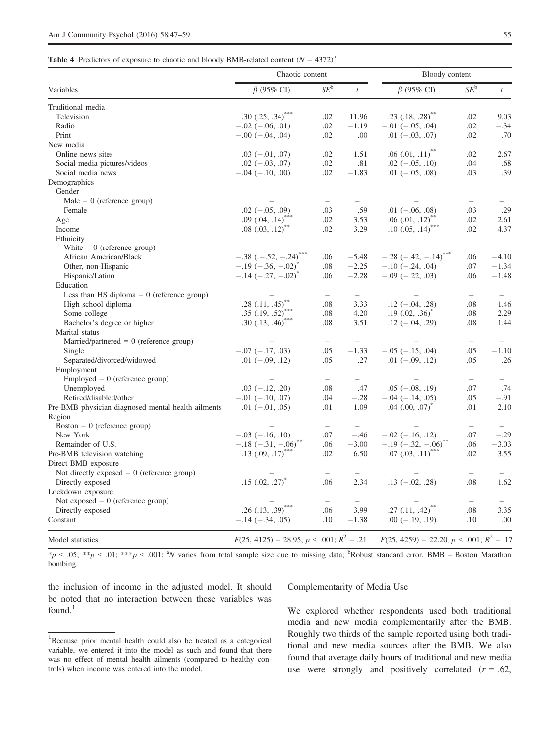**Table 4** Predictors of exposure to chaotic and bloody BMB-related content ($N = 4372$)[a]

| Variables | Chaotic content | | | Bloody content | | |
|---|---|---|---|---|---|---|
| | $\beta$ (95% CI) | $SE$[b] | $t$ | $\beta$ (95% CI) | $SE$[b] | $t$ |
| Traditional media | | | | | | |
| Television | .30 (.25, .34)*** | .02 | 11.96 | .23 (.18, .28)** | .02 | 9.03 |
| Radio | −.02 (−.06, .01) | .02 | −1.19 | −.01 (−.05, .04) | .02 | −.34 |
| Print | −.00 (−.04, .04) | .02 | .00 | .01 (−.03, .07) | .02 | .70 |
| New media | | | | | | |
| Online news sites | .03 (−.01, .07) | .02 | 1.51 | .06 (.01, .11)** | .02 | 2.67 |
| Social media pictures/videos | .02 (−.03, .07) | .02 | .81 | .02 (−.05, .10) | .04 | .68 |
| Social media news | −.04 (−.10, .00) | .02 | −1.83 | .01 (−.05, .08) | .03 | .39 |
| Demographics | | | | | | |
| Gender | | | | | | |
| Male = 0 (reference group) | – | – | – | – | – | – |
| Female | .02 (−.05, .09) | .03 | .59 | .01 (−.06, .08) | .03 | .29 |
| Age | .09 (.04, .14)*** | .02 | 3.53 | .06 (.01, .12)** | .02 | 2.61 |
| Income | .08 (.03, .12)** | .02 | 3.29 | .10 (.05, .14)*** | .02 | 4.37 |
| Ethnicity | | | | | | |
| White = 0 (reference group) | – | – | – | – | – | – |
| African American/Black | −.38 (.−.52, −.24)*** | .06 | −5.48 | −.28 (−.42, −.14)*** | .06 | −4.10 |
| Other, non-Hispanic | −.19 (−.36, −.02)* | .08 | −2.25 | −.10 (−.24, .04) | .07 | −1.34 |
| Hispanic/Latino | −.14 (−.27, −.02)* | .06 | −2.28 | −.09 (−.22, .03) | .06 | −1.48 |
| Education | | | | | | |
| Less than HS diploma = 0 (reference group) | – | – | – | – | – | – |
| High school diploma | .28 (.11, .45)** | .08 | 3.33 | .12 (−.04, .28) | .08 | 1.46 |
| Some college | .35 (.19, .52)*** | .08 | 4.20 | .19 (.02, .36)* | .08 | 2.29 |
| Bachelor's degree or higher | .30 (.13, .46)*** | .08 | 3.51 | .12 (−.04, .29) | .08 | 1.44 |
| Marital status | | | | | | |
| Married/partnered = 0 (reference group) | – | – | – | – | – | – |
| Single | −.07 (−.17, .03) | .05 | −1.33 | −.05 (−.15, .04) | .05 | −1.10 |
| Separated/divorced/widowed | .01 (−.09, .12) | .05 | .27 | .01 (−.09, .12) | .05 | .26 |
| Employment | | | | | | |
| Employed = 0 (reference group) | – | – | – | – | – | – |
| Unemployed | .03 (−.12, .20) | .08 | .47 | .05 (−.08, .19) | .07 | .74 |
| Retired/disabled/other | −.01 (−.10, .07) | .04 | −.28 | −.04 (−.14, .05) | .05 | −.91 |
| Pre-BMB physician diagnosed mental health ailments | .01 (−.01, .05) | .01 | 1.09 | .04 (.00, .07)* | .01 | 2.10 |
| Region | | | | | | |
| Boston = 0 (reference group) | – | – | – | – | – | – |
| New York | −.03 (−.16, .10) | .07 | −.46 | −.02 (−.16, .12) | .07 | −.29 |
| Remainder of U.S. | −.18 (−.31, −.06)** | .06 | −3.00 | −.19 (−.32, −.06)** | .06 | −3.03 |
| Pre-BMB television watching | .13 (.09, .17)*** | .02 | 6.50 | .07 (.03, .11)*** | .02 | 3.55 |
| Direct BMB exposure | | | | | | |
| Not directly exposed = 0 (reference group) | – | – | – | – | – | – |
| Directly exposed | .15 (.02, .27)* | .06 | 2.34 | .13 (−.02, .28) | .08 | 1.62 |
| Lockdown exposure | | | | | | |
| Not exposed = 0 (reference group) | – | – | – | – | – | – |
| Directly exposed | .26 (.13, .39)*** | .06 | 3.99 | .27 (.11, .42)** | .08 | 3.35 |
| Constant | −.14 (−.34, .05) | .10 | −1.38 | .00 (−.19, .19) | .10 | .00 |
| Model statistics | $F(25, 4125) = 28.95$, $p < .001$; $R^2 = .21$ | | | $F(25, 4259) = 22.20$, $p < .001$; $R^2 = .17$ | | |

*$p < .05$; **$p < .01$; ***$p < .001$; [a]$N$ varies from total sample size due to missing data; [b]Robust standard error. BMB = Boston Marathon bombing.

the inclusion of income in the adjusted model. It should be noted that no interaction between these variables was found.[1]

[1] Because prior mental health could also be treated as a categorical variable, we entered it into the model as such and found that there was no effect of mental health ailments (compared to healthy controls) when income was entered into the model.

### Complementarity of Media Use

We explored whether respondents used both traditional media and new media complementarily after the BMB. Roughly two thirds of the sample reported using both traditional and new media sources after the BMB. We also found that average daily hours of traditional and new media use were strongly and positively correlated ($r = .62$,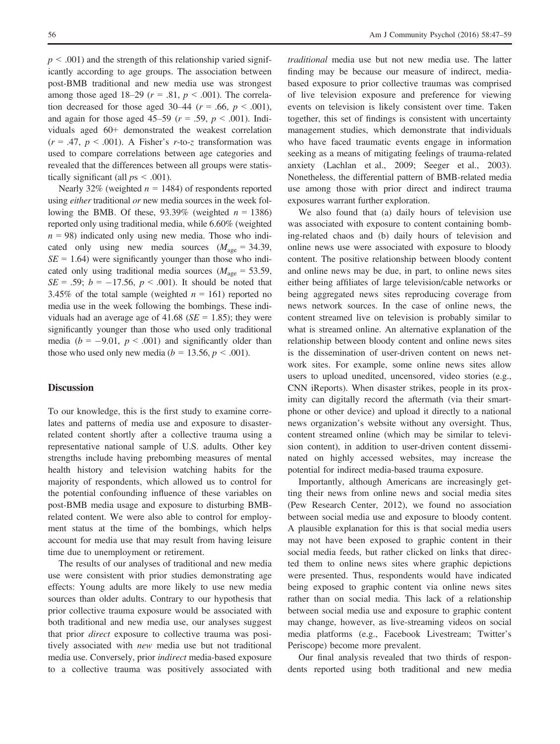$p < .001$) and the strength of this relationship varied significantly according to age groups. The association between post-BMB traditional and new media use was strongest among those aged 18–29 ($r = .81$, $p < .001$). The correlation decreased for those aged 30–44 ($r = .66$, $p < .001$), and again for those aged 45–59 ($r = .59$, $p < .001$). Individuals aged 60+ demonstrated the weakest correlation ($r = .47$, $p < .001$). A Fisher's $r$-to-$z$ transformation was used to compare correlations between age categories and revealed that the differences between all groups were statistically significant (all $ps < .001$).

Nearly 32% (weighted $n = 1484$) of respondents reported using *either* traditional *or* new media sources in the week following the BMB. Of these, 93.39% (weighted $n = 1386$) reported only using traditional media, while 6.60% (weighted $n = 98$) indicated only using new media. Those who indicated only using new media sources ($M_{age} = 34.39$, $SE = 1.64$) were significantly younger than those who indicated only using traditional media sources ($M_{age} = 53.59$, $SE = .59$; $b = -17.56$, $p < .001$). It should be noted that 3.45% of the total sample (weighted $n = 161$) reported no media use in the week following the bombings. These individuals had an average age of 41.68 ($SE = 1.85$); they were significantly younger than those who used only traditional media ($b = -9.01$, $p < .001$) and significantly older than those who used only new media ($b = 13.56$, $p < .001$).

## Discussion

To our knowledge, this is the first study to examine correlates and patterns of media use and exposure to disaster-related content shortly after a collective trauma using a representative national sample of U.S. adults. Other key strengths include having prebombing measures of mental health history and television watching habits for the majority of respondents, which allowed us to control for the potential confounding influence of these variables on post-BMB media usage and exposure to disturbing BMB-related content. We were also able to control for employment status at the time of the bombings, which helps account for media use that may result from having leisure time due to unemployment or retirement.

The results of our analyses of traditional and new media use were consistent with prior studies demonstrating age effects: Young adults are more likely to use new media sources than older adults. Contrary to our hypothesis that prior collective trauma exposure would be associated with both traditional and new media use, our analyses suggest that prior *direct* exposure to collective trauma was positively associated with *new* media use but not traditional media use. Conversely, prior *indirect* media-based exposure to a collective trauma was positively associated with *traditional* media use but not new media use. The latter finding may be because our measure of indirect, media-based exposure to prior collective traumas was comprised of live television exposure and preference for viewing events on television is likely consistent over time. Taken together, this set of findings is consistent with uncertainty management studies, which demonstrate that individuals who have faced traumatic events engage in information seeking as a means of mitigating feelings of trauma-related anxiety (Lachlan et al., 2009; Seeger et al., 2003). Nonetheless, the differential pattern of BMB-related media use among those with prior direct and indirect trauma exposures warrant further exploration.

We also found that (a) daily hours of television use was associated with exposure to content containing bombing-related chaos and (b) daily hours of television and online news use were associated with exposure to bloody content. The positive relationship between bloody content and online news may be due, in part, to online news sites either being affiliates of large television/cable networks or being aggregated news sites reproducing coverage from news network sources. In the case of online news, the content streamed live on television is probably similar to what is streamed online. An alternative explanation of the relationship between bloody content and online news sites is the dissemination of user-driven content on news network sites. For example, some online news sites allow users to upload unedited, uncensored, video stories (e.g., CNN iReports). When disaster strikes, people in its proximity can digitally record the aftermath (via their smartphone or other device) and upload it directly to a national news organization's website without any oversight. Thus, content streamed online (which may be similar to television content), in addition to user-driven content disseminated on highly accessed websites, may increase the potential for indirect media-based trauma exposure.

Importantly, although Americans are increasingly getting their news from online news and social media sites (Pew Research Center, 2012), we found no association between social media use and exposure to bloody content. A plausible explanation for this is that social media users may not have been exposed to graphic content in their social media feeds, but rather clicked on links that directed them to online news sites where graphic depictions were presented. Thus, respondents would have indicated being exposed to graphic content via online news sites rather than on social media. This lack of a relationship between social media use and exposure to graphic content may change, however, as live-streaming videos on social media platforms (e.g., Facebook Livestream; Twitter's Periscope) become more prevalent.

Our final analysis revealed that two thirds of respondents reported using both traditional and new media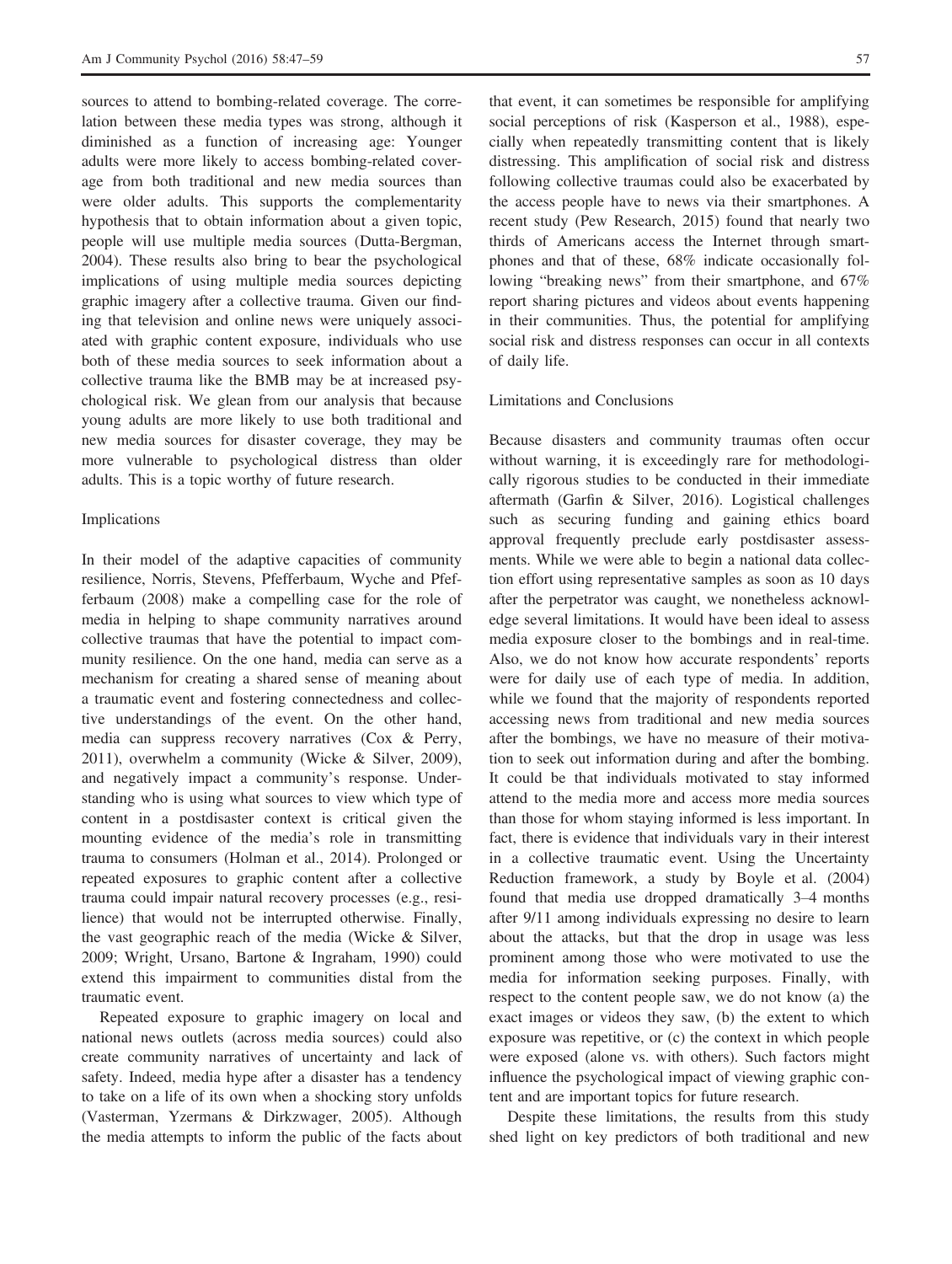sources to attend to bombing-related coverage. The correlation between these media types was strong, although it diminished as a function of increasing age: Younger adults were more likely to access bombing-related coverage from both traditional and new media sources than were older adults. This supports the complementarity hypothesis that to obtain information about a given topic, people will use multiple media sources (Dutta-Bergman, 2004). These results also bring to bear the psychological implications of using multiple media sources depicting graphic imagery after a collective trauma. Given our finding that television and online news were uniquely associated with graphic content exposure, individuals who use both of these media sources to seek information about a collective trauma like the BMB may be at increased psychological risk. We glean from our analysis that because young adults are more likely to use both traditional and new media sources for disaster coverage, they may be more vulnerable to psychological distress than older adults. This is a topic worthy of future research.

### Implications

In their model of the adaptive capacities of community resilience, Norris, Stevens, Pfefferbaum, Wyche and Pfefferbaum (2008) make a compelling case for the role of media in helping to shape community narratives around collective traumas that have the potential to impact community resilience. On the one hand, media can serve as a mechanism for creating a shared sense of meaning about a traumatic event and fostering connectedness and collective understandings of the event. On the other hand, media can suppress recovery narratives (Cox & Perry, 2011), overwhelm a community (Wicke & Silver, 2009), and negatively impact a community's response. Understanding who is using what sources to view which type of content in a postdisaster context is critical given the mounting evidence of the media's role in transmitting trauma to consumers (Holman et al., 2014). Prolonged or repeated exposures to graphic content after a collective trauma could impair natural recovery processes (e.g., resilience) that would not be interrupted otherwise. Finally, the vast geographic reach of the media (Wicke & Silver, 2009; Wright, Ursano, Bartone & Ingraham, 1990) could extend this impairment to communities distal from the traumatic event.

Repeated exposure to graphic imagery on local and national news outlets (across media sources) could also create community narratives of uncertainty and lack of safety. Indeed, media hype after a disaster has a tendency to take on a life of its own when a shocking story unfolds (Vasterman, Yzermans & Dirkzwager, 2005). Although the media attempts to inform the public of the facts about that event, it can sometimes be responsible for amplifying social perceptions of risk (Kasperson et al., 1988), especially when repeatedly transmitting content that is likely distressing. This amplification of social risk and distress following collective traumas could also be exacerbated by the access people have to news via their smartphones. A recent study (Pew Research, 2015) found that nearly two thirds of Americans access the Internet through smartphones and that of these, 68% indicate occasionally following "breaking news" from their smartphone, and 67% report sharing pictures and videos about events happening in their communities. Thus, the potential for amplifying social risk and distress responses can occur in all contexts of daily life.

### Limitations and Conclusions

Because disasters and community traumas often occur without warning, it is exceedingly rare for methodologically rigorous studies to be conducted in their immediate aftermath (Garfin & Silver, 2016). Logistical challenges such as securing funding and gaining ethics board approval frequently preclude early postdisaster assessments. While we were able to begin a national data collection effort using representative samples as soon as 10 days after the perpetrator was caught, we nonetheless acknowledge several limitations. It would have been ideal to assess media exposure closer to the bombings and in real-time. Also, we do not know how accurate respondents' reports were for daily use of each type of media. In addition, while we found that the majority of respondents reported accessing news from traditional and new media sources after the bombings, we have no measure of their motivation to seek out information during and after the bombing. It could be that individuals motivated to stay informed attend to the media more and access more media sources than those for whom staying informed is less important. In fact, there is evidence that individuals vary in their interest in a collective traumatic event. Using the Uncertainty Reduction framework, a study by Boyle et al. (2004) found that media use dropped dramatically 3–4 months after 9/11 among individuals expressing no desire to learn about the attacks, but that the drop in usage was less prominent among those who were motivated to use the media for information seeking purposes. Finally, with respect to the content people saw, we do not know (a) the exact images or videos they saw, (b) the extent to which exposure was repetitive, or (c) the context in which people were exposed (alone vs. with others). Such factors might influence the psychological impact of viewing graphic content and are important topics for future research.

Despite these limitations, the results from this study shed light on key predictors of both traditional and new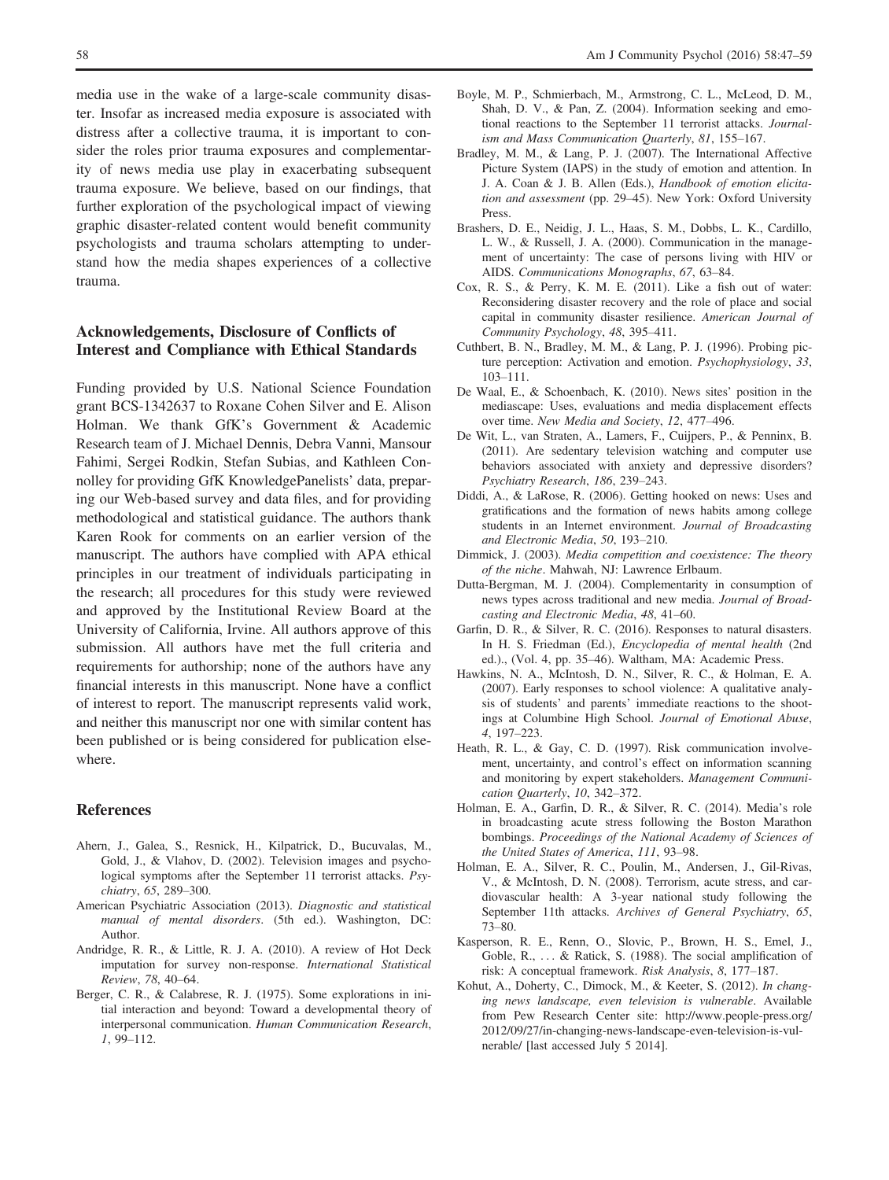media use in the wake of a large-scale community disaster. Insofar as increased media exposure is associated with distress after a collective trauma, it is important to consider the roles prior trauma exposures and complementarity of news media use play in exacerbating subsequent trauma exposure. We believe, based on our findings, that further exploration of the psychological impact of viewing graphic disaster-related content would benefit community psychologists and trauma scholars attempting to understand how the media shapes experiences of a collective trauma.

## Acknowledgements, Disclosure of Conflicts of Interest and Compliance with Ethical Standards

Funding provided by U.S. National Science Foundation grant BCS-1342637 to Roxane Cohen Silver and E. Alison Holman. We thank GfK's Government & Academic Research team of J. Michael Dennis, Debra Vanni, Mansour Fahimi, Sergei Rodkin, Stefan Subias, and Kathleen Connolley for providing GfK KnowledgePanelists' data, preparing our Web-based survey and data files, and for providing methodological and statistical guidance. The authors thank Karen Rook for comments on an earlier version of the manuscript. The authors have complied with APA ethical principles in our treatment of individuals participating in the research; all procedures for this study were reviewed and approved by the Institutional Review Board at the University of California, Irvine. All authors approve of this submission. All authors have met the full criteria and requirements for authorship; none of the authors have any financial interests in this manuscript. None have a conflict of interest to report. The manuscript represents valid work, and neither this manuscript nor one with similar content has been published or is being considered for publication elsewhere.

## References

Ahern, J., Galea, S., Resnick, H., Kilpatrick, D., Bucuvalas, M., Gold, J., & Vlahov, D. (2002). Television images and psychological symptoms after the September 11 terrorist attacks. *Psychiatry*, *65*, 289–300.

American Psychiatric Association (2013). *Diagnostic and statistical manual of mental disorders*. (5th ed.). Washington, DC: Author.

Andridge, R. R., & Little, R. J. A. (2010). A review of Hot Deck imputation for survey non-response. *International Statistical Review*, *78*, 40–64.

Berger, C. R., & Calabrese, R. J. (1975). Some explorations in initial interaction and beyond: Toward a developmental theory of interpersonal communication. *Human Communication Research*, *1*, 99–112.

Boyle, M. P., Schmierbach, M., Armstrong, C. L., McLeod, D. M., Shah, D. V., & Pan, Z. (2004). Information seeking and emotional reactions to the September 11 terrorist attacks. *Journalism and Mass Communication Quarterly*, *81*, 155–167.

Bradley, M. M., & Lang, P. J. (2007). The International Affective Picture System (IAPS) in the study of emotion and attention. In J. A. Coan & J. B. Allen (Eds.), *Handbook of emotion elicitation and assessment* (pp. 29–45). New York: Oxford University Press.

Brashers, D. E., Neidig, J. L., Haas, S. M., Dobbs, L. K., Cardillo, L. W., & Russell, J. A. (2000). Communication in the management of uncertainty: The case of persons living with HIV or AIDS. *Communications Monographs*, *67*, 63–84.

Cox, R. S., & Perry, K. M. E. (2011). Like a fish out of water: Reconsidering disaster recovery and the role of place and social capital in community disaster resilience. *American Journal of Community Psychology*, *48*, 395–411.

Cuthbert, B. N., Bradley, M. M., & Lang, P. J. (1996). Probing picture perception: Activation and emotion. *Psychophysiology*, *33*, 103–111.

De Waal, E., & Schoenbach, K. (2010). News sites' position in the mediascape: Uses, evaluations and media displacement effects over time. *New Media and Society*, *12*, 477–496.

De Wit, L., van Straten, A., Lamers, F., Cuijpers, P., & Penninx, B. (2011). Are sedentary television watching and computer use behaviors associated with anxiety and depressive disorders? *Psychiatry Research*, *186*, 239–243.

Diddi, A., & LaRose, R. (2006). Getting hooked on news: Uses and gratifications and the formation of news habits among college students in an Internet environment. *Journal of Broadcasting and Electronic Media*, *50*, 193–210.

Dimmick, J. (2003). *Media competition and coexistence: The theory of the niche*. Mahwah, NJ: Lawrence Erlbaum.

Dutta-Bergman, M. J. (2004). Complementarity in consumption of news types across traditional and new media. *Journal of Broadcasting and Electronic Media*, *48*, 41–60.

Garfin, D. R., & Silver, R. C. (2016). Responses to natural disasters. In H. S. Friedman (Ed.), *Encyclopedia of mental health* (2nd ed.)., (Vol. 4, pp. 35–46). Waltham, MA: Academic Press.

Hawkins, N. A., McIntosh, D. N., Silver, R. C., & Holman, E. A. (2007). Early responses to school violence: A qualitative analysis of students' and parents' immediate reactions to the shootings at Columbine High School. *Journal of Emotional Abuse*, *4*, 197–223.

Heath, R. L., & Gay, C. D. (1997). Risk communication involvement, uncertainty, and control's effect on information scanning and monitoring by expert stakeholders. *Management Communication Quarterly*, *10*, 342–372.

Holman, E. A., Garfin, D. R., & Silver, R. C. (2014). Media's role in broadcasting acute stress following the Boston Marathon bombings. *Proceedings of the National Academy of Sciences of the United States of America*, *111*, 93–98.

Holman, E. A., Silver, R. C., Poulin, M., Andersen, J., Gil-Rivas, V., & McIntosh, D. N. (2008). Terrorism, acute stress, and cardiovascular health: A 3-year national study following the September 11th attacks. *Archives of General Psychiatry*, *65*, 73–80.

Kasperson, R. E., Renn, O., Slovic, P., Brown, H. S., Emel, J., Goble, R., … & Ratick, S. (1988). The social amplification of risk: A conceptual framework. *Risk Analysis*, *8*, 177–187.

Kohut, A., Doherty, C., Dimock, M., & Keeter, S. (2012). *In changing news landscape, even television is vulnerable*. Available from Pew Research Center site: http://www.people-press.org/2012/09/27/in-changing-news-landscape-even-television-is-vulnerable/ [last accessed July 5 2014].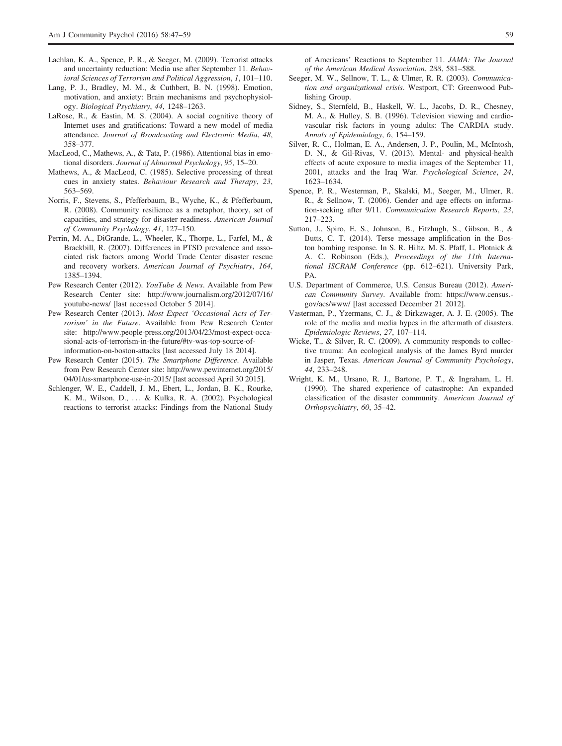Lachlan, K. A., Spence, P. R., & Seeger, M. (2009). Terrorist attacks and uncertainty reduction: Media use after September 11. *Behavioral Sciences of Terrorism and Political Aggression*, *1*, 101–110.

Lang, P. J., Bradley, M. M., & Cuthbert, B. N. (1998). Emotion, motivation, and anxiety: Brain mechanisms and psychophysiology. *Biological Psychiatry*, *44*, 1248–1263.

LaRose, R., & Eastin, M. S. (2004). A social cognitive theory of Internet uses and gratifications: Toward a new model of media attendance. *Journal of Broadcasting and Electronic Media*, *48*, 358–377.

MacLeod, C., Mathews, A., & Tata, P. (1986). Attentional bias in emotional disorders. *Journal of Abnormal Psychology*, *95*, 15–20.

Mathews, A., & MacLeod, C. (1985). Selective processing of threat cues in anxiety states. *Behaviour Research and Therapy*, *23*, 563–569.

Norris, F., Stevens, S., Pfefferbaum, B., Wyche, K., & Pfefferbaum, R. (2008). Community resilience as a metaphor, theory, set of capacities, and strategy for disaster readiness. *American Journal of Community Psychology*, *41*, 127–150.

Perrin, M. A., DiGrande, L., Wheeler, K., Thorpe, L., Farfel, M., & Brackbill, R. (2007). Differences in PTSD prevalence and associated risk factors among World Trade Center disaster rescue and recovery workers. *American Journal of Psychiatry*, *164*, 1385–1394.

Pew Research Center (2012). *YouTube & News*. Available from Pew Research Center site: http://www.journalism.org/2012/07/16/youtube-news/ [last accessed October 5 2014].

Pew Research Center (2013). *Most Expect 'Occasional Acts of Terrorism' in the Future*. Available from Pew Research Center site: http://www.people-press.org/2013/04/23/most-expect-occasional-acts-of-terrorism-in-the-future/#tv-was-top-source-of-information-on-boston-attacks [last accessed July 18 2014].

Pew Research Center (2015). *The Smartphone Difference*. Available from Pew Research Center site: http://www.pewinternet.org/2015/04/01/us-smartphone-use-in-2015/ [last accessed April 30 2015].

Schlenger, W. E., Caddell, J. M., Ebert, L., Jordan, B. K., Rourke, K. M., Wilson, D., … & Kulka, R. A. (2002). Psychological reactions to terrorist attacks: Findings from the National Study of Americans' Reactions to September 11. *JAMA: The Journal of the American Medical Association*, *288*, 581–588.

Seeger, M. W., Sellnow, T. L., & Ulmer, R. R. (2003). *Communication and organizational crisis*. Westport, CT: Greenwood Publishing Group.

Sidney, S., Sternfeld, B., Haskell, W. L., Jacobs, D. R., Chesney, M. A., & Hulley, S. B. (1996). Television viewing and cardiovascular risk factors in young adults: The CARDIA study. *Annals of Epidemiology*, *6*, 154–159.

Silver, R. C., Holman, E. A., Andersen, J. P., Poulin, M., McIntosh, D. N., & Gil-Rivas, V. (2013). Mental- and physical-health effects of acute exposure to media images of the September 11, 2001, attacks and the Iraq War. *Psychological Science*, *24*, 1623–1634.

Spence, P. R., Westerman, P., Skalski, M., Seeger, M., Ulmer, R. R., & Sellnow, T. (2006). Gender and age effects on information-seeking after 9/11. *Communication Research Reports*, *23*, 217–223.

Sutton, J., Spiro, E. S., Johnson, B., Fitzhugh, S., Gibson, B., & Butts, C. T. (2014). Terse message amplification in the Boston bombing response. In S. R. Hiltz, M. S. Pfaff, L. Plotnick & A. C. Robinson (Eds.), *Proceedings of the 11th International ISCRAM Conference* (pp. 612–621). University Park, PA.

U.S. Department of Commerce, U.S. Census Bureau (2012). *American Community Survey*. Available from: https://www.census.gov/acs/www/ [last accessed December 21 2012].

Vasterman, P., Yzermans, C. J., & Dirkzwager, A. J. E. (2005). The role of the media and media hypes in the aftermath of disasters. *Epidemiologic Reviews*, *27*, 107–114.

Wicke, T., & Silver, R. C. (2009). A community responds to collective trauma: An ecological analysis of the James Byrd murder in Jasper, Texas. *American Journal of Community Psychology*, *44*, 233–248.

Wright, K. M., Ursano, R. J., Bartone, P. T., & Ingraham, L. H. (1990). The shared experience of catastrophe: An expanded classification of the disaster community. *American Journal of Orthopsychiatry*, *60*, 35–42.